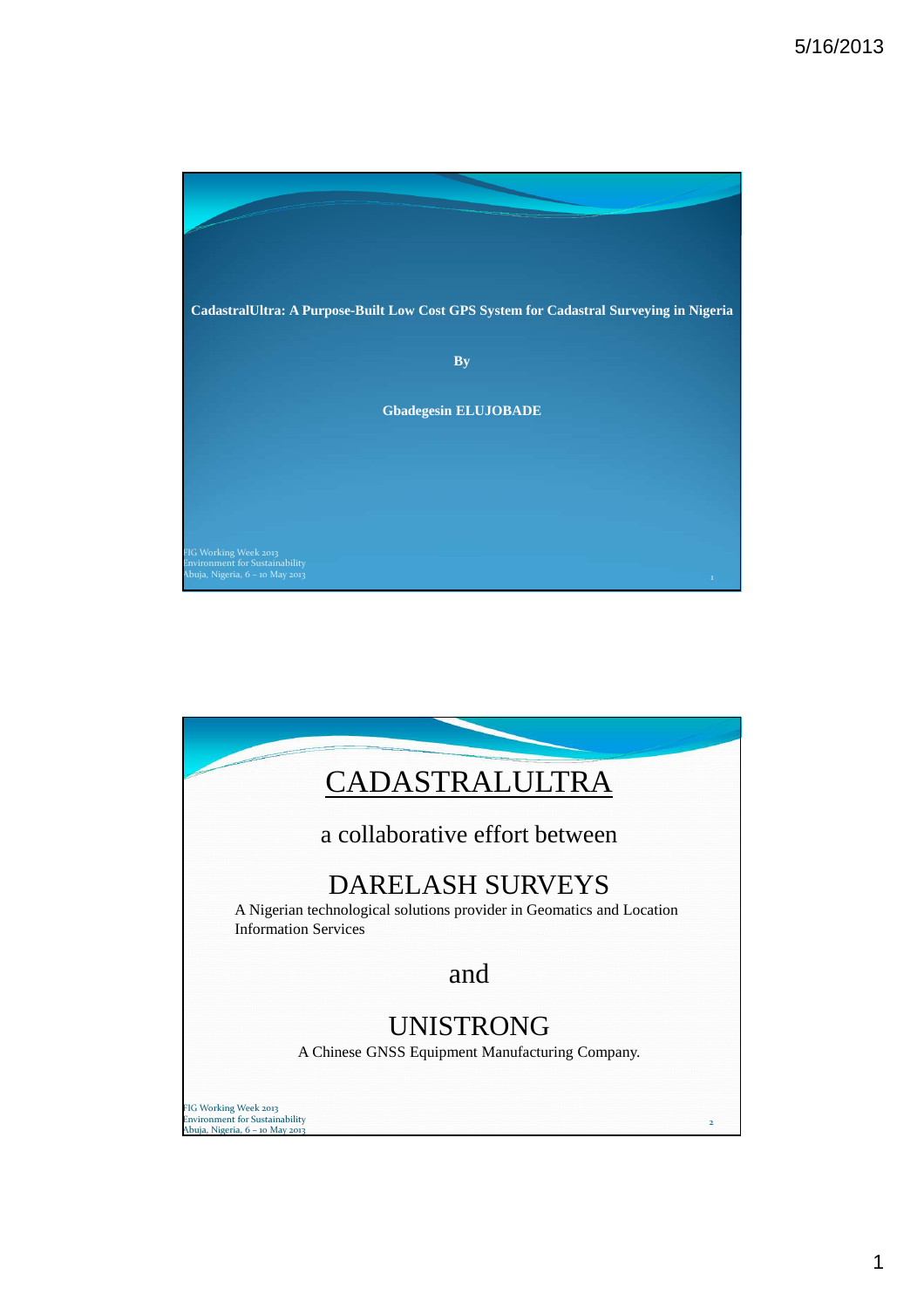**CadastralUltra: A Purpose-Built Low Cost GPS System for Cadastral Surveying in Nigeria**

**By**

**Gbadegesin ELUJOBADE**

# CADASTRALULTRA

a collaborative effort between

## DARELASH SURVEYS

A Nigerian technological solutions provider in Geomatics and Location Information Services

and

## UNISTRONG

A Chinese GNSS Equipment Manufacturing Company.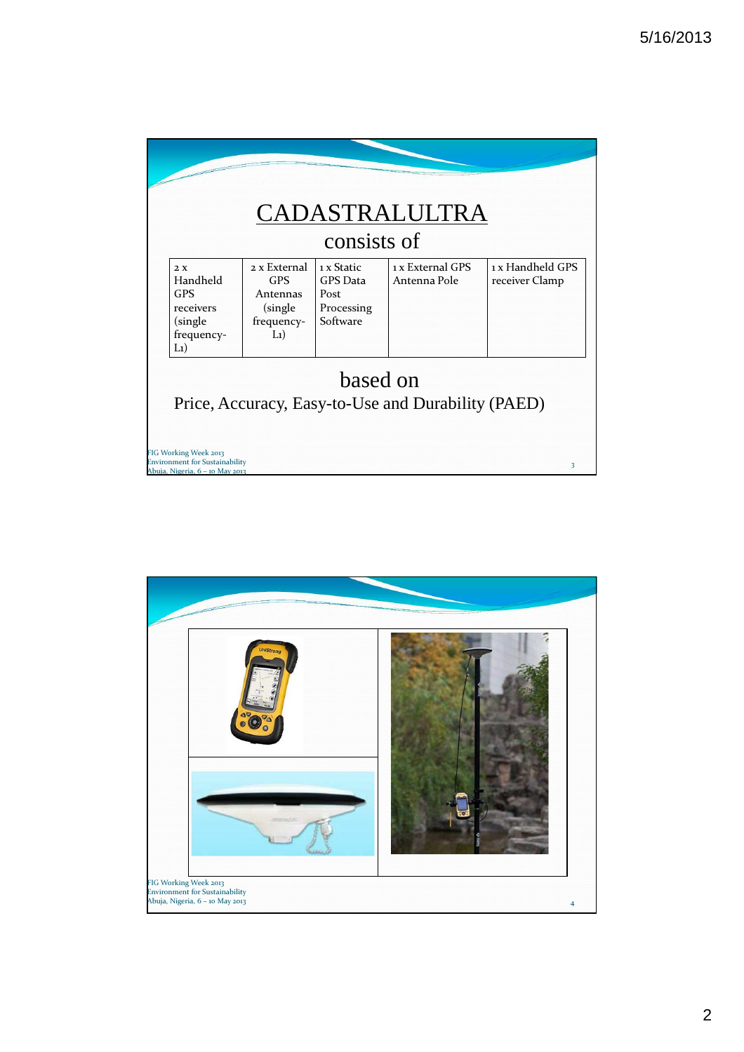# CADASTRALULTRA

consists of

| 2 x Handheld GPS receivers (single frequency-L1) | 2 x External GPS Antennas (single frequency-L1) | 1 x Static GPS Data Post Processing Software | 1 x External GPS Antenna Pole | 1 x Handheld GPS receiver Clamp |
|---|---|---|---|---|

based on

Price, Accuracy, Easy-to-Use and Durability (PAED)

FIG Working Week 2013
Environment for Sustainability
Abuja, Nigeria, 6 – 10 May 2013

FIG Working Week 2013
Environment for Sustainability
Abuja, Nigeria, 6 – 10 May 2013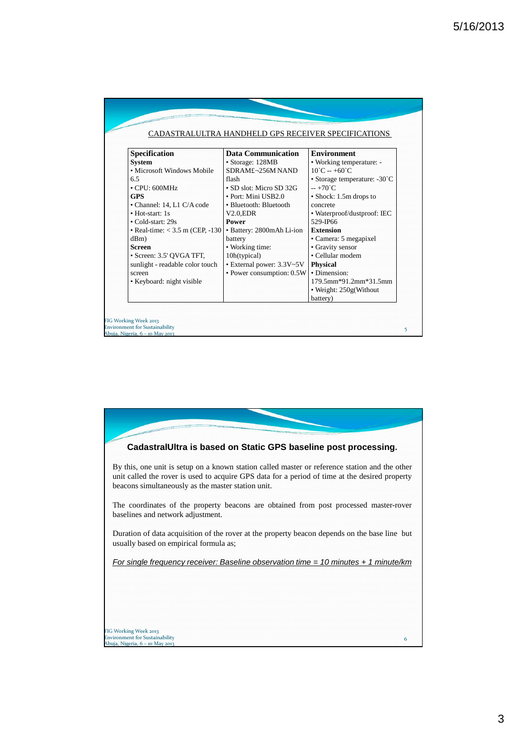## CADASTRALULTRA HANDHELD GPS RECEIVER SPECIFICATIONS

| Specification | Data Communication | Environment |
|---|---|---|
| **System**<br>• Microsoft Windows Mobile 6.5<br>• CPU: 600MHz<br>**GPS**<br>• Channel: 14, L1 C/A code<br>• Hot-start: 1s<br>• Cold-start: 29s<br>• Real-time: < 3.5 m (CEP, -130 dBm)<br>**Screen**<br>• Screen: 3.5' QVGA TFT, sunlight - readable color touch screen<br>• Keyboard: night visible | • Storage: 128MB SDRAM£¬256M NAND flash<br>• SD slot: Micro SD 32G<br>• Port: Mini USB2.0<br>• Bluetooth: Bluetooth V2.0,EDR<br>**Power**<br>• Battery: 2800mAh Li-ion battery<br>• Working time: 10h(typical)<br>• External power: 3.3V~5V<br>• Power consumption: 0.5W | • Working temperature: -10`C -- +60`C<br>• Storage temperature: -30`C -- +70`C<br>• Shock: 1.5m drops to concrete<br>• Waterproof/dustproof: IEC 529-IP66<br>**Extension**<br>• Camera: 5 megapixel<br>• Gravity sensor<br>• Cellular modem<br>**Physical**<br>• Dimension: 179.5mm\*91.2mm\*31.5mm<br>• Weight: 250g(Without battery) |

FIG Working Week 2013
Environment for Sustainability
Abuja, Nigeria, 6 – 10 May 2013

## CadastralUltra is based on Static GPS baseline post processing.

By this, one unit is setup on a known station called master or reference station and the other unit called the rover is used to acquire GPS data for a period of time at the desired property beacons simultaneously as the master station unit.

The coordinates of the property beacons are obtained from post processed master-rover baselines and network adjustment.

Duration of data acquisition of the rover at the property beacon depends on the base line but usually based on empirical formula as;

*For single frequency receiver: Baseline observation time = 10 minutes + 1 minute/km*

FIG Working Week 2013
Environment for Sustainability
Abuja, Nigeria, 6 – 10 May 2013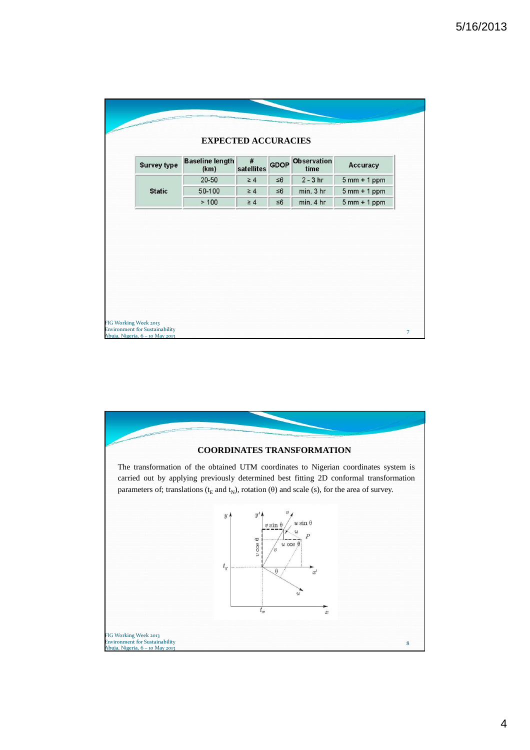## EXPECTED ACCURACIES

| Survey type | Baseline length (km) | # satellites | GDOP | Observation time | Accuracy |
|---|---|---|---|---|---|
| Static | 20-50 | ≥ 4 | ≤6 | 2 - 3 hr | 5 mm + 1 ppm |
| | 50-100 | ≥ 4 | ≤6 | min. 3 hr | 5 mm + 1 ppm |
| | > 100 | ≥ 4 | ≤6 | min. 4 hr | 5 mm + 1 ppm |

## COORDINATES TRANSFORMATION

The transformation of the obtained UTM coordinates to Nigerian coordinates system is carried out by applying previously determined best fitting 2D conformal transformation parameters of; translations ($t_E$ and $t_N$), rotation (θ) and scale (s), for the area of survey.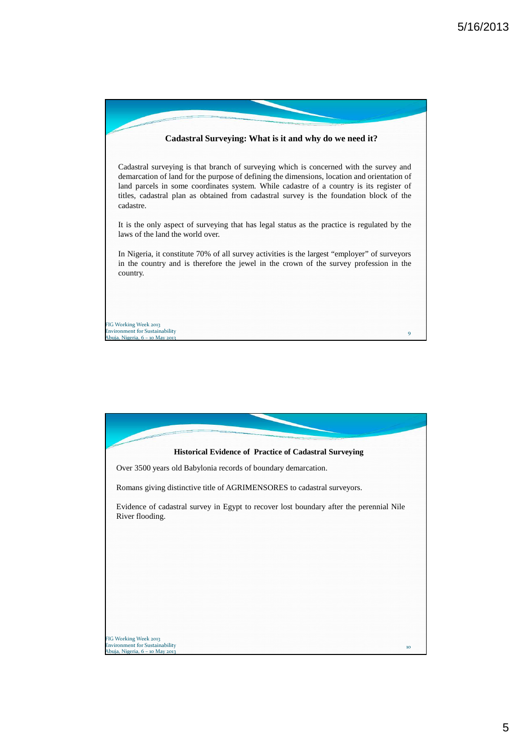## Cadastral Surveying: What is it and why do we need it?

Cadastral surveying is that branch of surveying which is concerned with the survey and demarcation of land for the purpose of defining the dimensions, location and orientation of land parcels in some coordinates system. While cadastre of a country is its register of titles, cadastral plan as obtained from cadastral survey is the foundation block of the cadastre.

It is the only aspect of surveying that has legal status as the practice is regulated by the laws of the land the world over.

In Nigeria, it constitute 70% of all survey activities is the largest "employer" of surveyors in the country and is therefore the jewel in the crown of the survey profession in the country.

## Historical Evidence of Practice of Cadastral Surveying

Over 3500 years old Babylonia records of boundary demarcation.

Romans giving distinctive title of AGRIMENSORES to cadastral surveyors.

Evidence of cadastral survey in Egypt to recover lost boundary after the perennial Nile River flooding.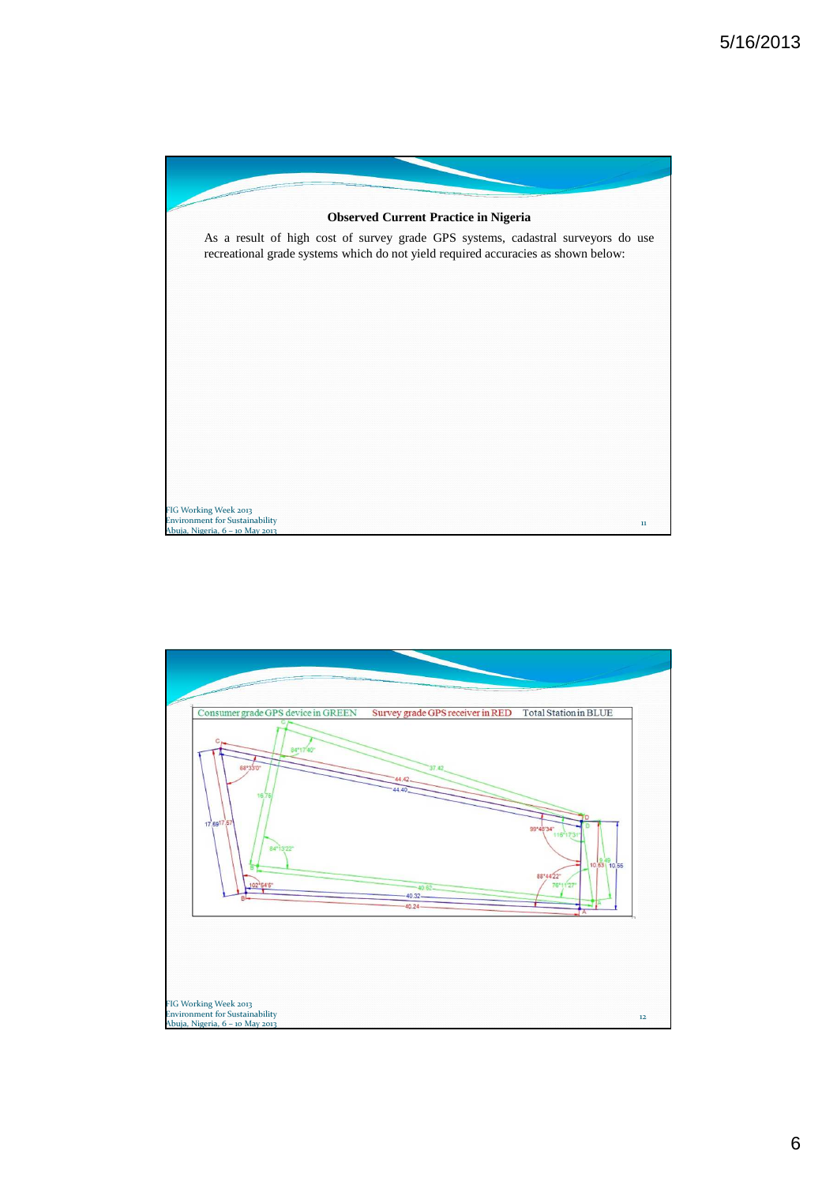### Observed Current Practice in Nigeria

As a result of high cost of survey grade GPS systems, cadastral surveyors do use recreational grade systems which do not yield required accuracies as shown below:

Consumer grade GPS device in GREEN Survey grade GPS receiver in RED Total Station in BLUE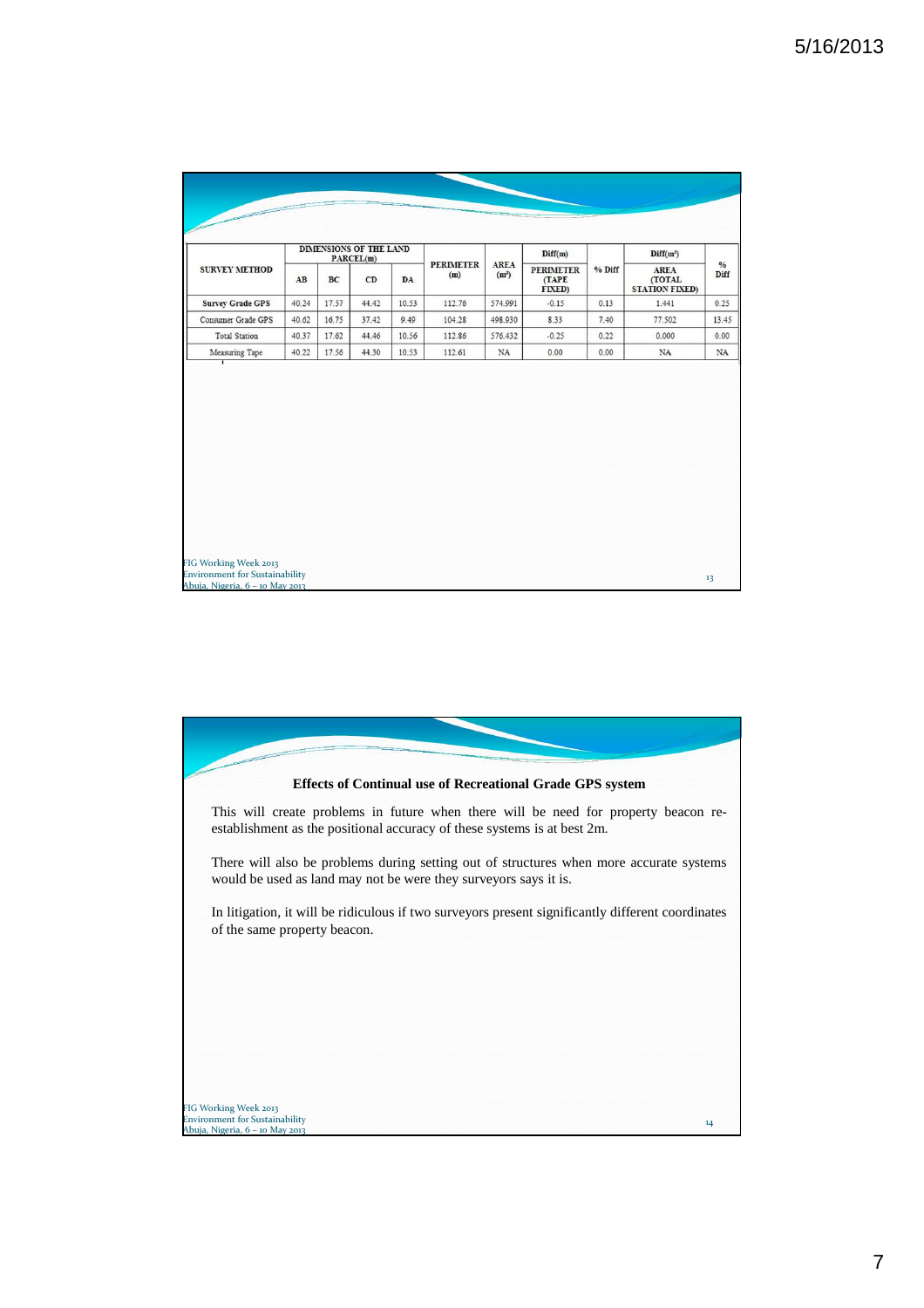| SURVEY METHOD | DIMENSIONS OF THE LAND PARCEL(m) | | | | PERIMETER (m) | AREA ($m^2$) | Diff(m) | % Diff | Diff($m^2$) | % Diff |
|---|---|---|---|---|---|---|---|---|---|---|
| | AB | BC | CD | DA | | | PERIMETER (TAPE FIXED) | | AREA (TOTAL STATION FIXED) | |
| Survey Grade GPS | 40.24 | 17.57 | 44.42 | 10.53 | 112.76 | 574.991 | -0.15 | 0.13 | 1.441 | 0.25 |
| Consumer Grade GPS | 40.62 | 16.75 | 37.42 | 9.49 | 104.28 | 498.930 | 8.33 | 7.40 | 77.502 | 13.45 |
| Total Station | 40.37 | 17.62 | 44.46 | 10.56 | 112.86 | 576.432 | -0.25 | 0.22 | 0.000 | 0.00 |
| Measuring Tape | 40.22 | 17.56 | 44.30 | 10.53 | 112.61 | NA | 0.00 | 0.00 | NA | NA |

## Effects of Continual use of Recreational Grade GPS system

This will create problems in future when there will be need for property beacon re-establishment as the positional accuracy of these systems is at best 2m.

There will also be problems during setting out of structures when more accurate systems would be used as land may not be were they surveyors says it is.

In litigation, it will be ridiculous if two surveyors present significantly different coordinates of the same property beacon.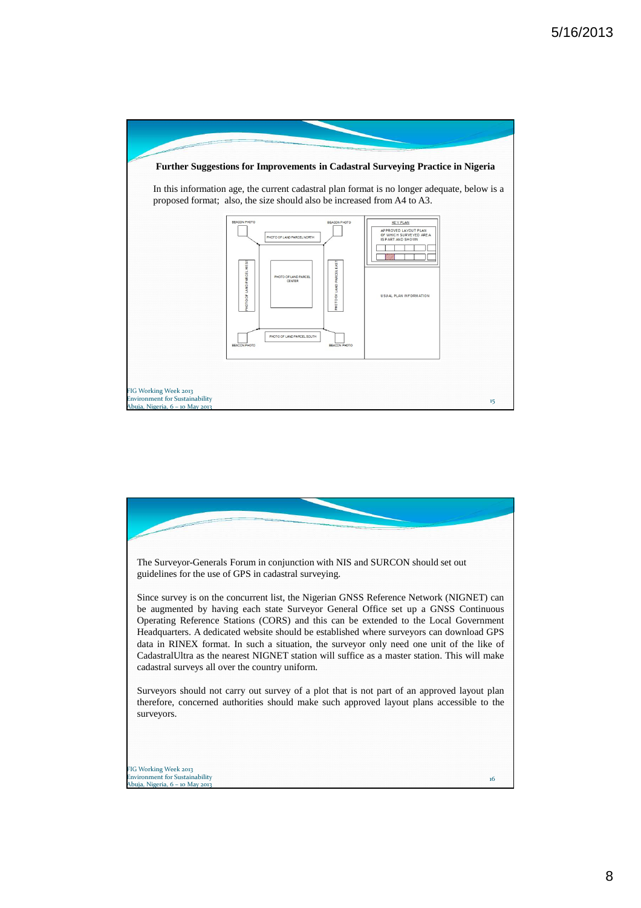### Further Suggestions for Improvements in Cadastral Surveying Practice in Nigeria

In this information age, the current cadastral plan format is no longer adequate, below is a proposed format; also, the size should also be increased from A4 to A3.

BEACON PHOTO | BEACON PHOTO | KEY PLAN

APPROVED LAYOUT PLAN OF WHICH SURVEYED AREA IS PART AND SHOWN

PHOTO OF LAND PARCEL NORTH

PHOTO OF LAND PARCEL WEST | PHOTO OF LAND PARCEL CENTER | PHOTO OF LAND PARCEL EAST

USUAL PLAN INFORMATION

PHOTO OF LAND PARCEL SOUTH

BEACON PHOTO | BEACON PHOTO

---

The Surveyor-Generals Forum in conjunction with NIS and SURCON should set out guidelines for the use of GPS in cadastral surveying.

Since survey is on the concurrent list, the Nigerian GNSS Reference Network (NIGNET) can be augmented by having each state Surveyor General Office set up a GNSS Continuous Operating Reference Stations (CORS) and this can be extended to the Local Government Headquarters. A dedicated website should be established where surveyors can download GPS data in RINEX format. In such a situation, the surveyor only need one unit of the like of CadastralUltra as the nearest NIGNET station will suffice as a master station. This will make cadastral surveys all over the country uniform.

Surveyors should not carry out survey of a plot that is not part of an approved layout plan therefore, concerned authorities should make such approved layout plans accessible to the surveyors.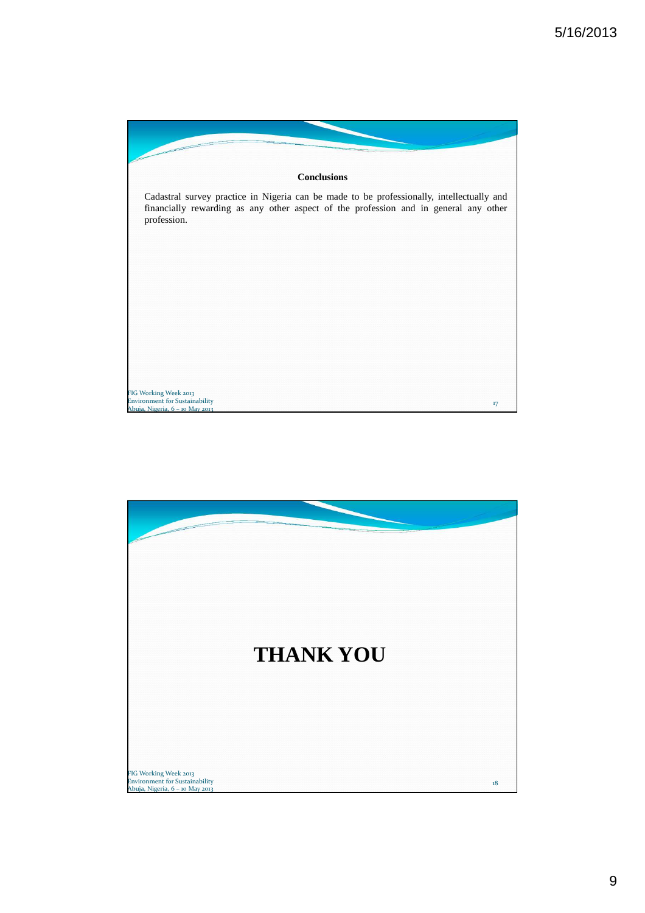## Conclusions

Cadastral survey practice in Nigeria can be made to be professionally, intellectually and financially rewarding as any other aspect of the profession and in general any other profession.

# THANK YOU